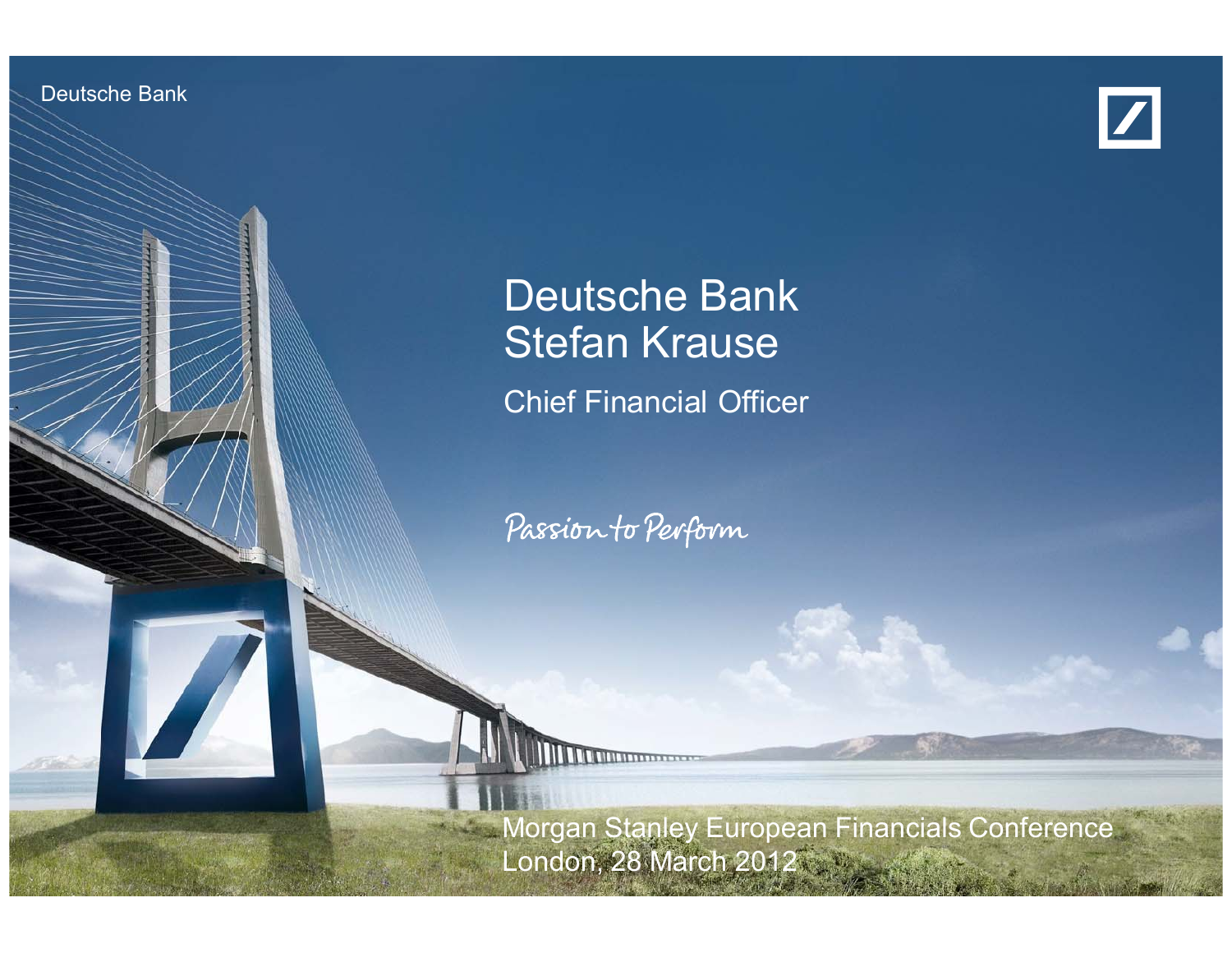Deutsche Bank

# Deutsche Bank
# Stefan Krause

## Chief Financial Officer

*Passion to Perform*

Morgan Stanley European Financials Conference
London, 28 March 2012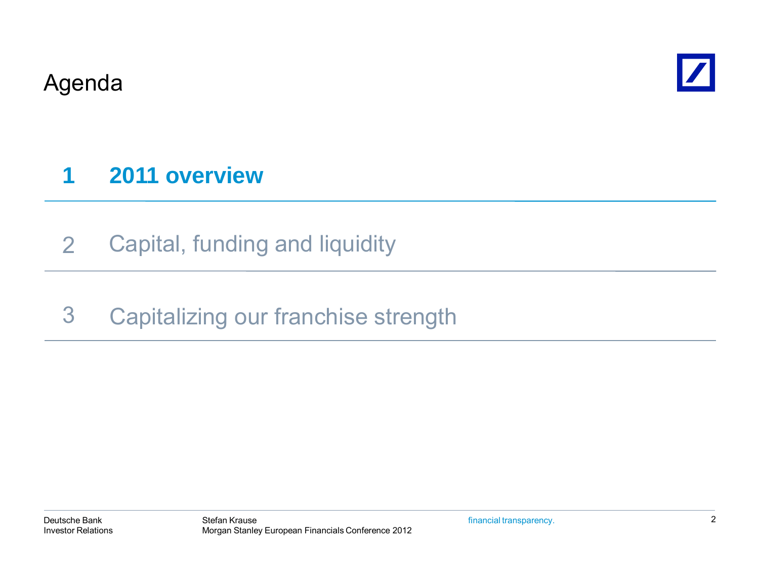# Agenda

1. **2011 overview**
2. Capital, funding and liquidity
3. Capitalizing our franchise strength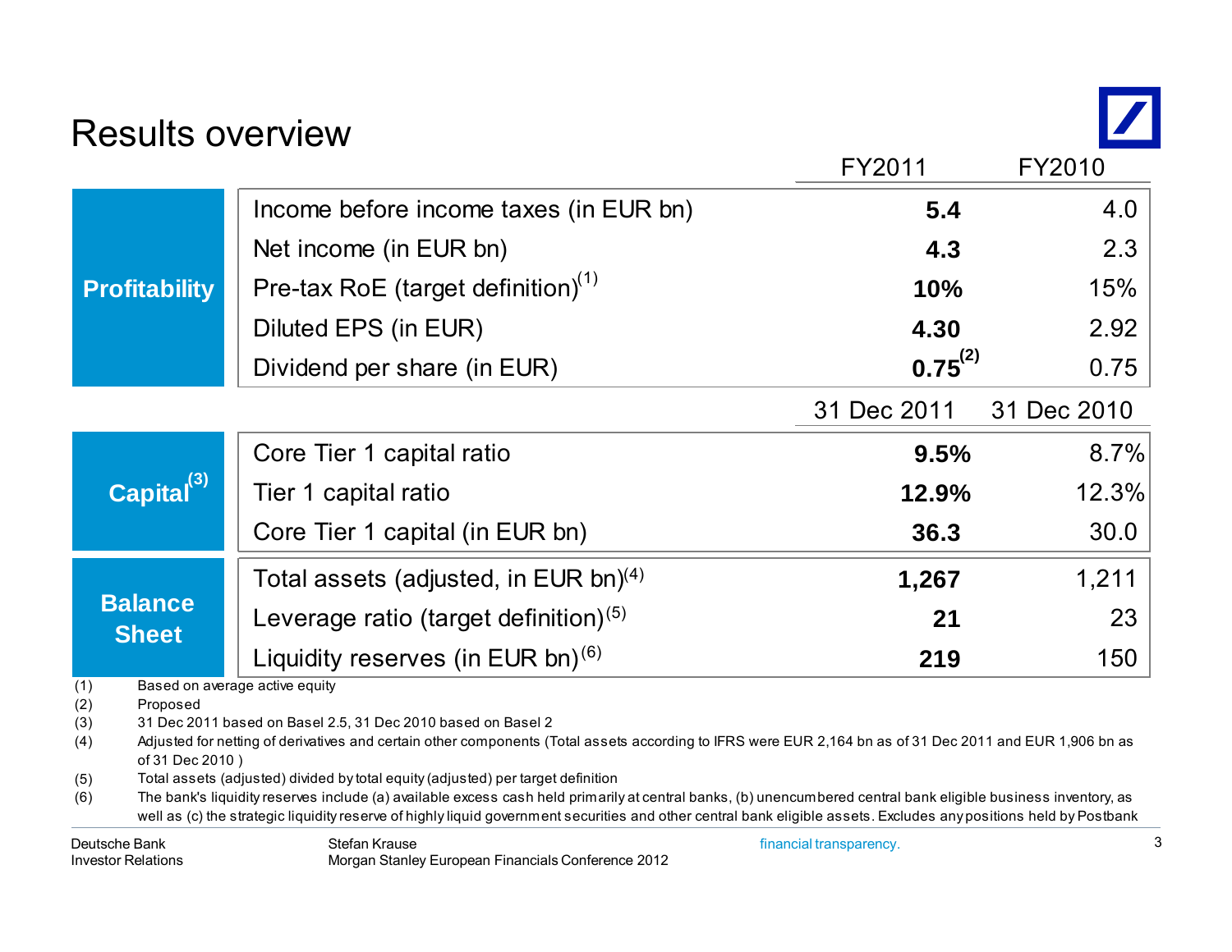# Results overview

| | | FY2011 | FY2010 |
|---|---|---|---|
| **Profitability** | Income before income taxes (in EUR bn) | **5.4** | 4.0 |
| | Net income (in EUR bn) | **4.3** | 2.3 |
| | Pre-tax RoE (target definition)[1] | **10%** | 15% |
| | Diluted EPS (in EUR) | **4.30** | 2.92 |
| | Dividend per share (in EUR) | **0.75**[2] | 0.75 |
| | | **31 Dec 2011** | **31 Dec 2010** |
| **Capital**[3] | Core Tier 1 capital ratio | **9.5%** | 8.7% |
| | Tier 1 capital ratio | **12.9%** | 12.3% |
| | Core Tier 1 capital (in EUR bn) | **36.3** | 30.0 |
| **Balance Sheet** | Total assets (adjusted, in EUR bn)[4] | **1,267** | 1,211 |
| | Leverage ratio (target definition)[5] | **21** | 23 |
| | Liquidity reserves (in EUR bn)[6] | **219** | 150 |

(1) Based on average active equity
(2) Proposed
(3) 31 Dec 2011 based on Basel 2.5, 31 Dec 2010 based on Basel 2
(4) Adjusted for netting of derivatives and certain other components (Total assets according to IFRS were EUR 2,164 bn as of 31 Dec 2011 and EUR 1,906 bn as of 31 Dec 2010 )
(5) Total assets (adjusted) divided by total equity (adjusted) per target definition
(6) The bank's liquidity reserves include (a) available excess cash held primarily at central banks, (b) unencumbered central bank eligible business inventory, as well as (c) the strategic liquidity reserve of highly liquid government securities and other central bank eligible assets. Excludes any positions held by Postbank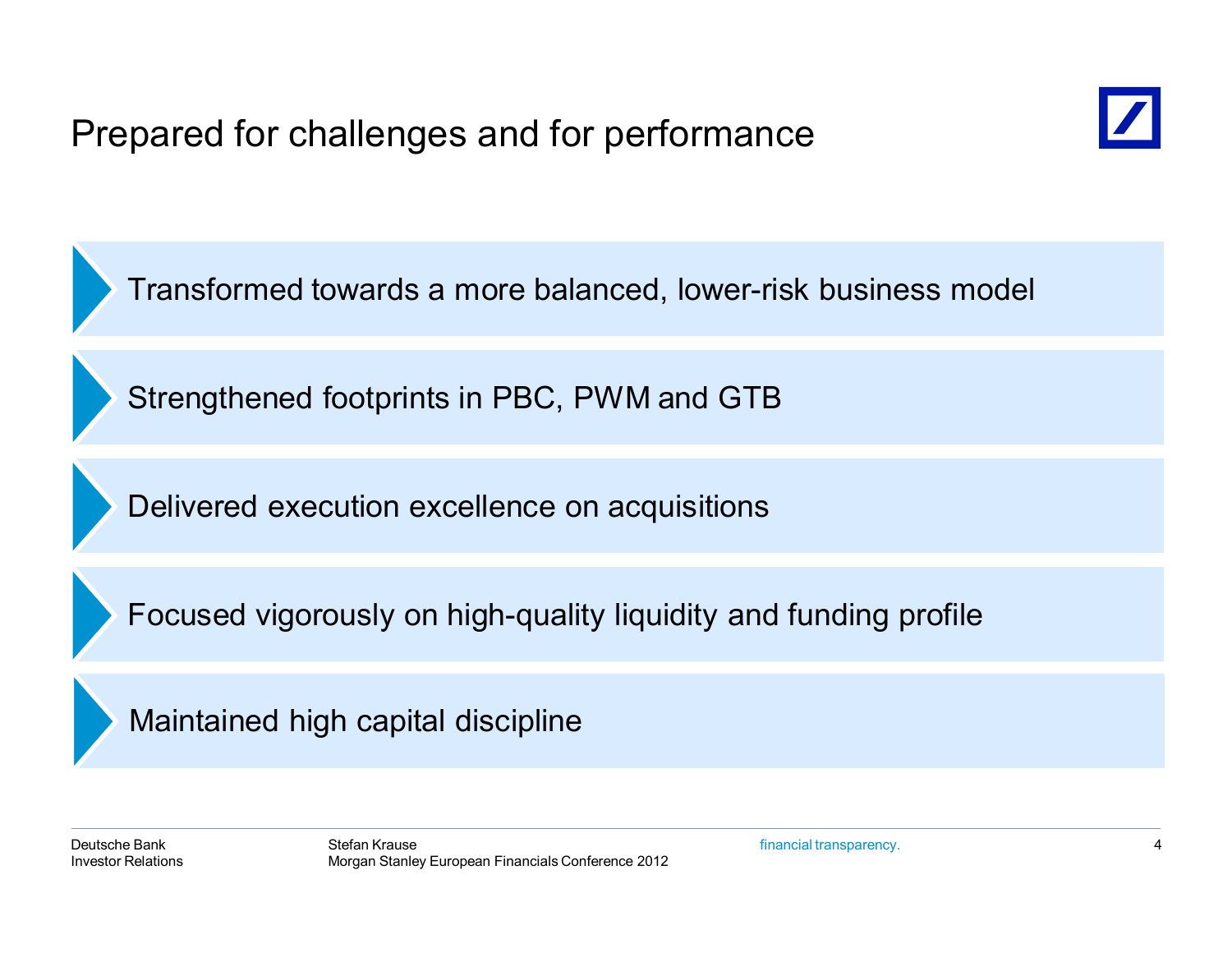# Prepared for challenges and for performance

- Transformed towards a more balanced, lower-risk business model
- Strengthened footprints in PBC, PWM and GTB
- Delivered execution excellence on acquisitions
- Focused vigorously on high-quality liquidity and funding profile
- Maintained high capital discipline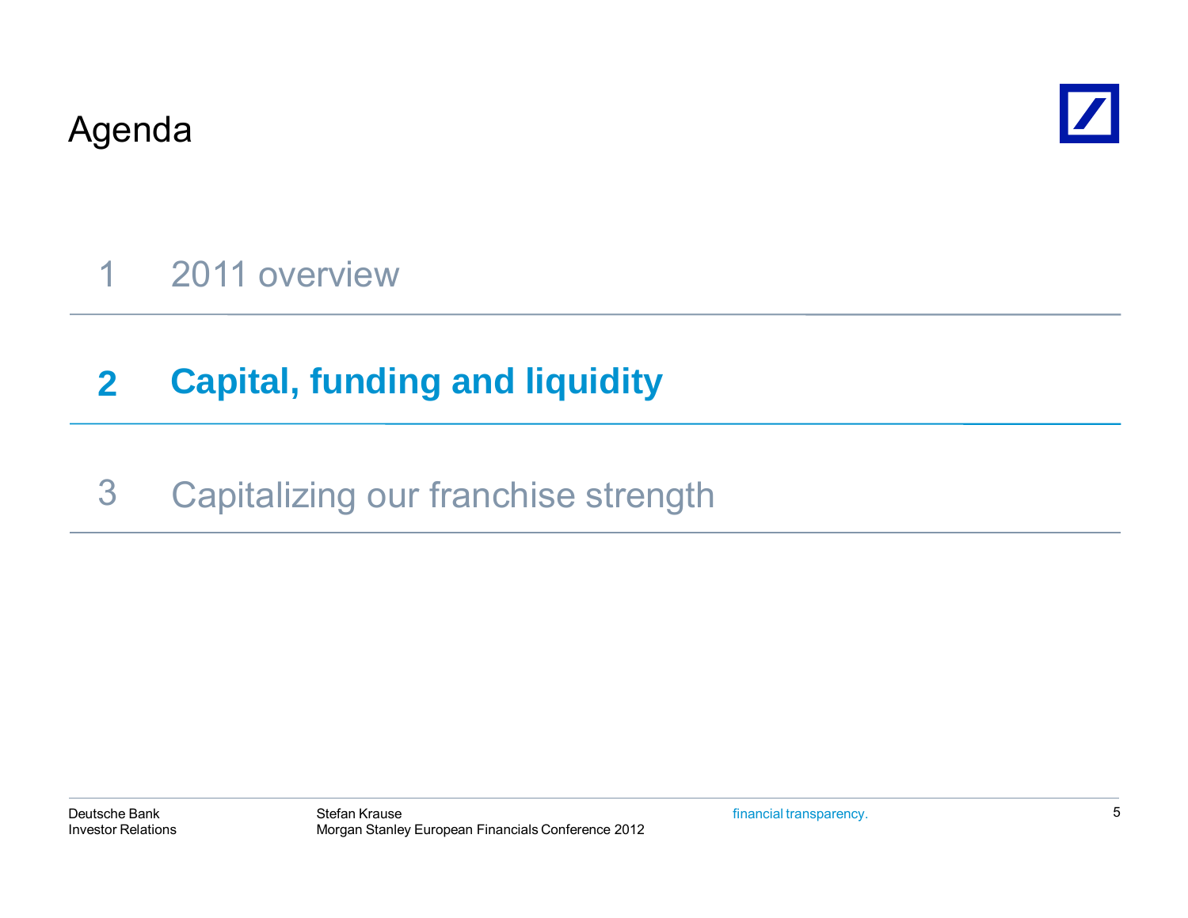# Agenda

1 2011 overview

**2 Capital, funding and liquidity**

3 Capitalizing our franchise strength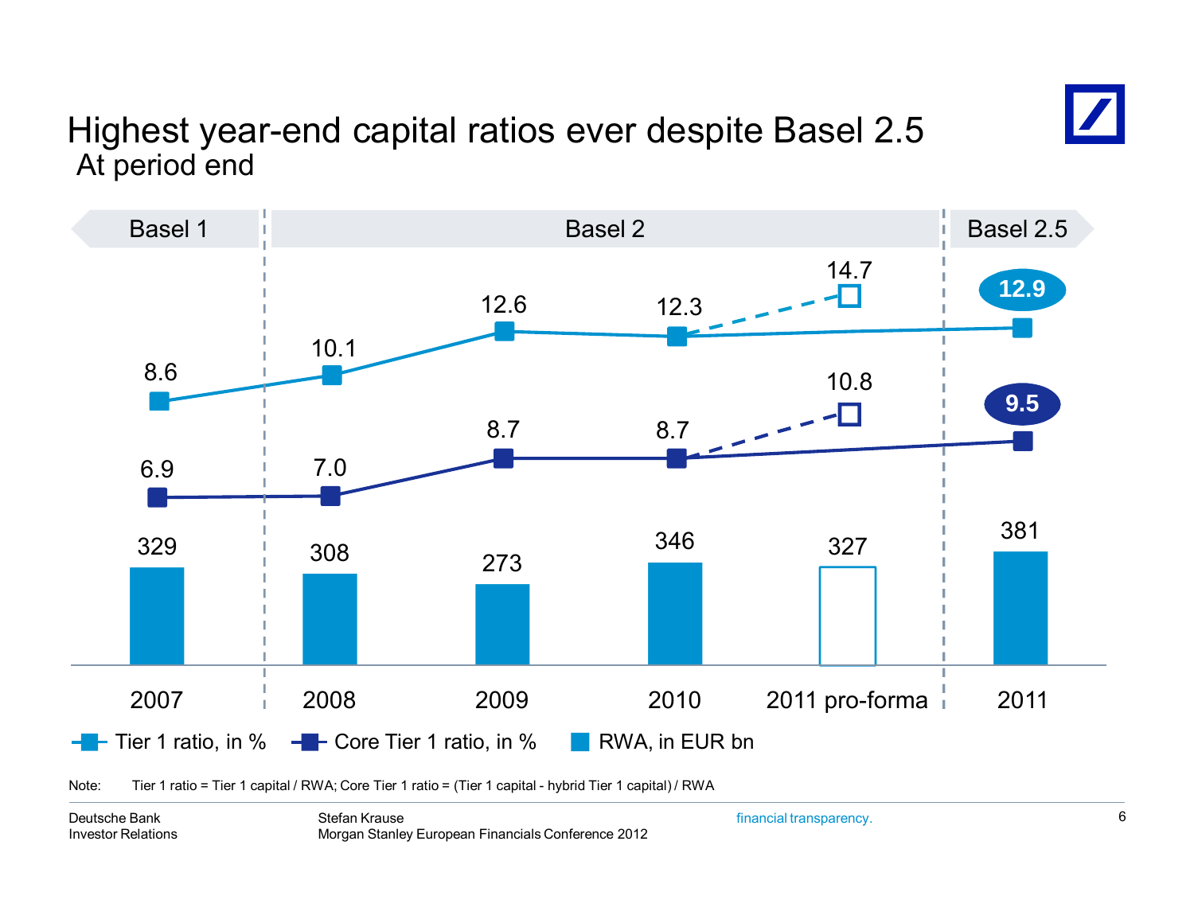# Highest year-end capital ratios ever despite Basel 2.5

At period end

| | Basel 1 | Basel 2 | | | | Basel 2.5 |
|---|---|---|---|---|---|---|
| | 2007 | 2008 | 2009 | 2010 | 2011 pro-forma | 2011 |
| Tier 1 ratio, in % | 8.6 | 10.1 | 12.6 | 12.3 | 14.7 | 12.9 |
| Core Tier 1 ratio, in % | 6.9 | 7.0 | 8.7 | 8.7 | 10.8 | 9.5 |
| RWA, in EUR bn | 329 | 308 | 273 | 346 | 327 | 381 |

Note: Tier 1 ratio = Tier 1 capital / RWA; Core Tier 1 ratio = (Tier 1 capital - hybrid Tier 1 capital) / RWA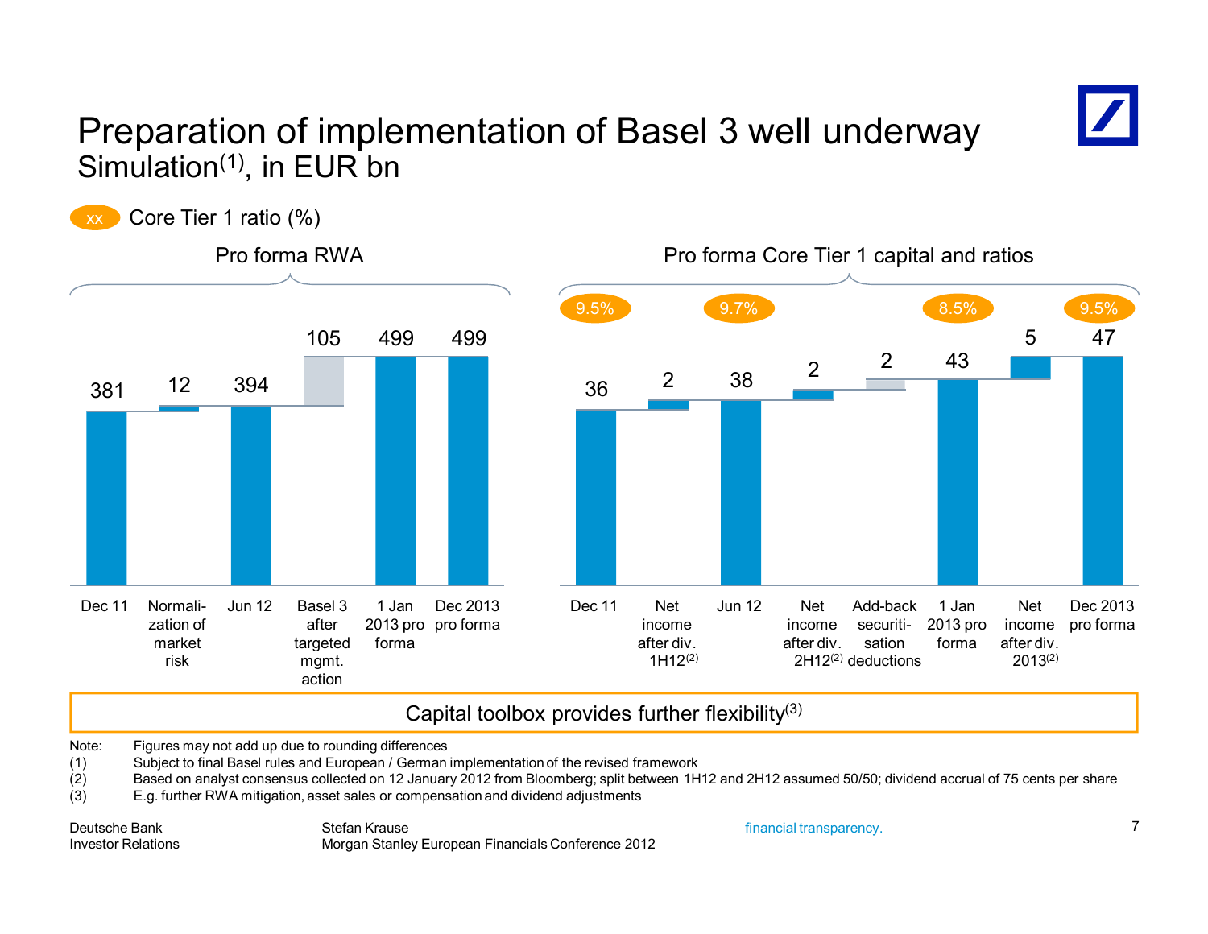# Preparation of implementation of Basel 3 well underway

Simulation(1), in EUR bn

xx Core Tier 1 ratio (%)

**Pro forma RWA**

| Dec 11 | Normalization of market risk | Jun 12 | Basel 3 after targeted mgmt. action | 1 Jan 2013 pro forma | Dec 2013 pro forma |
|---|---|---|---|---|---|
| 381 | 12 | 394 | 105 | 499 | 499 |

**Pro forma Core Tier 1 capital and ratios**

| | Dec 11 | Net income after div. 1H12(2) | Jun 12 | Net income after div. 2H12(2) | Add-back securitisation deductions | 1 Jan 2013 pro forma | Net income after div. 2013(2) | Dec 2013 pro forma |
|---|---|---|---|---|---|---|---|---|
| Capital | 36 | 2 | 38 | 2 | 2 | 43 | 5 | 47 |
| Core Tier 1 ratio | 9.5% | | 9.7% | | | 8.5% | | 9.5% |

Capital toolbox provides further flexibility(3)

Note: Figures may not add up due to rounding differences

(1) Subject to final Basel rules and European / German implementation of the revised framework

(2) Based on analyst consensus collected on 12 January 2012 from Bloomberg; split between 1H12 and 2H12 assumed 50/50; dividend accrual of 75 cents per share

(3) E.g. further RWA mitigation, asset sales or compensation and dividend adjustments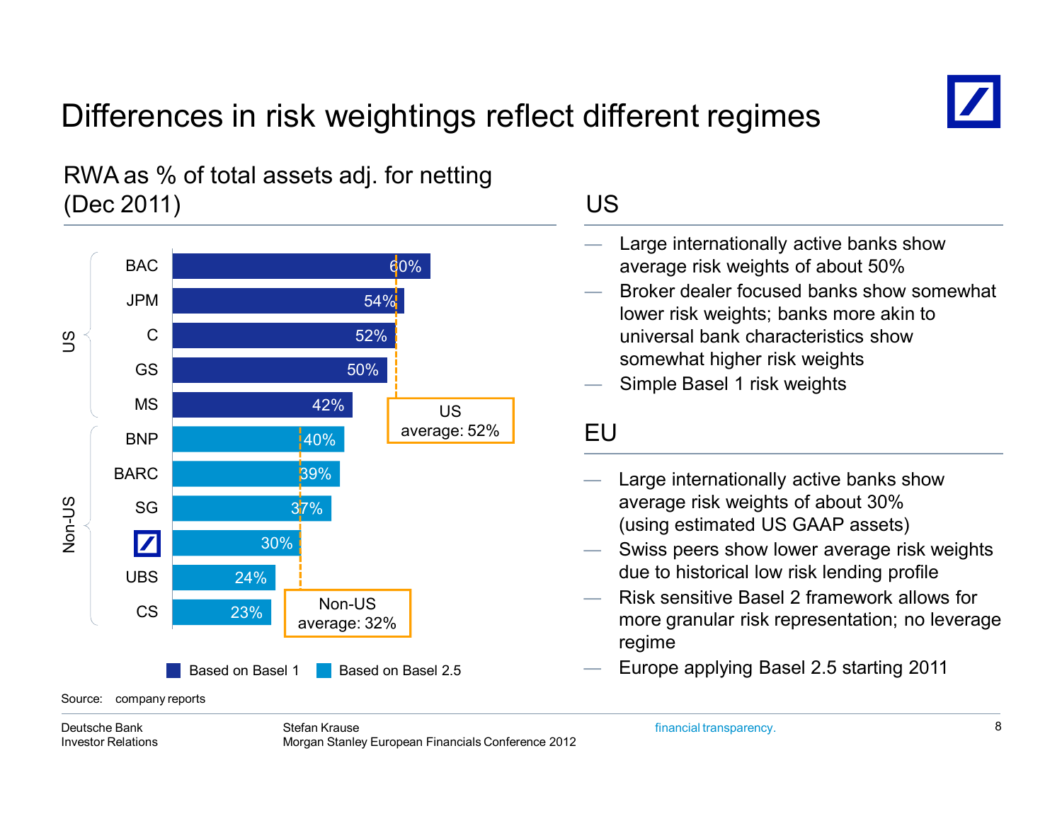# Differences in risk weightings reflect different regimes

## RWA as % of total assets adj. for netting (Dec 2011)

| Group | Bank | RWA as % of total assets | Basis |
|---|---|---|---|
| US | BAC | 60% | Based on Basel 1 |
| US | JPM | 54% | Based on Basel 1 |
| US | C | 52% | Based on Basel 1 |
| US | GS | 50% | Based on Basel 1 |
| US | MS | 42% | Based on Basel 1 |
| Non-US | BNP | 40% | Based on Basel 2.5 |
| Non-US | BARC | 39% | Based on Basel 2.5 |
| Non-US | SG | 37% | Based on Basel 2.5 |
| Non-US | Deutsche Bank | 30% | Based on Basel 2.5 |
| Non-US | UBS | 24% | Based on Basel 2.5 |
| Non-US | CS | 23% | Based on Basel 2.5 |

US average: 52%

Non-US average: 32%

Source: company reports

## US

- Large internationally active banks show average risk weights of about 50%
- Broker dealer focused banks show somewhat lower risk weights; banks more akin to universal bank characteristics show somewhat higher risk weights
- Simple Basel 1 risk weights

## EU

- Large internationally active banks show average risk weights of about 30% (using estimated US GAAP assets)
- Swiss peers show lower average risk weights due to historical low risk lending profile
- Risk sensitive Basel 2 framework allows for more granular risk representation; no leverage regime
- Europe applying Basel 2.5 starting 2011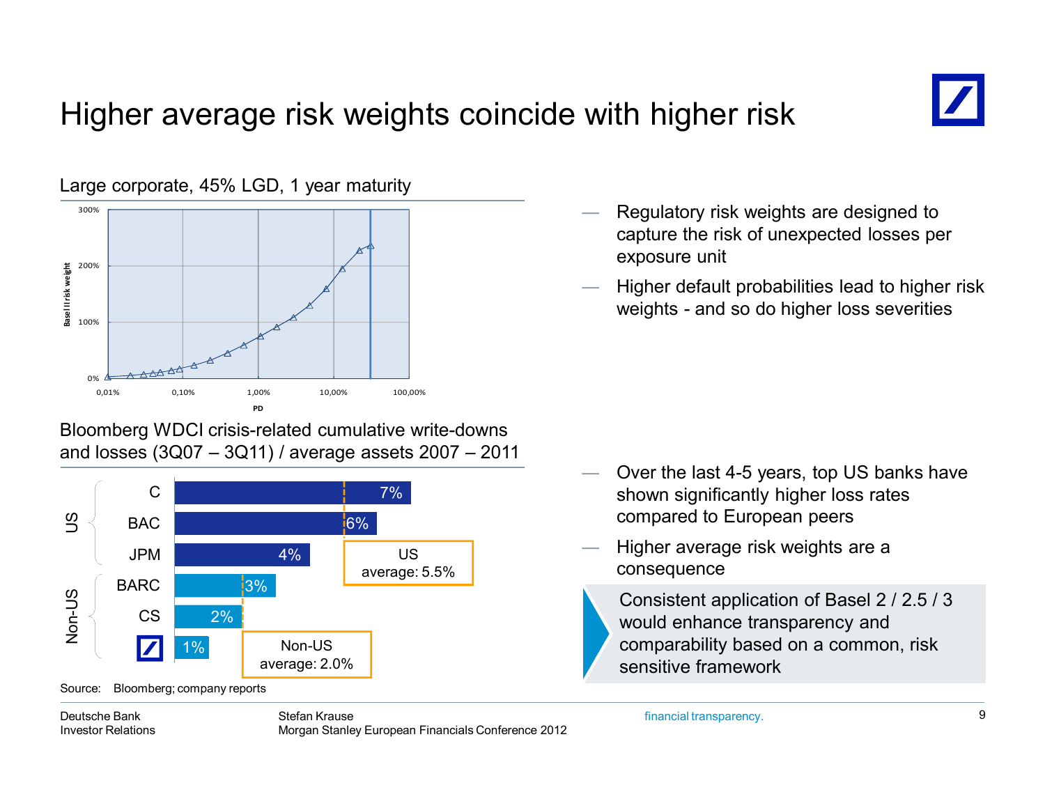# Higher average risk weights coincide with higher risk

## Large corporate, 45% LGD, 1 year maturity

Basel II risk weight: 0%, 100%, 200%, 300%

PD: 0,01%, 0,10%, 1,00%, 10,00%, 100,00%

- Regulatory risk weights are designed to capture the risk of unexpected losses per exposure unit
- Higher default probabilities lead to higher risk weights - and so do higher loss severities

## Bloomberg WDCI crisis-related cumulative write-downs and losses (3Q07 – 3Q11) / average assets 2007 – 2011

| Group | Bank | Write-downs and losses / average assets |
|---|---|---|
| US | C | 7% |
| US | BAC | 6% |
| US | JPM | 4% |
| Non-US | BARC | 3% |
| Non-US | CS | 2% |
| Non-US | Deutsche Bank | 1% |

US average: 5.5%

Non-US average: 2.0%

Source: Bloomberg; company reports

- Over the last 4-5 years, top US banks have shown significantly higher loss rates compared to European peers
- Higher average risk weights are a consequence

Consistent application of Basel 2 / 2.5 / 3 would enhance transparency and comparability based on a common, risk sensitive framework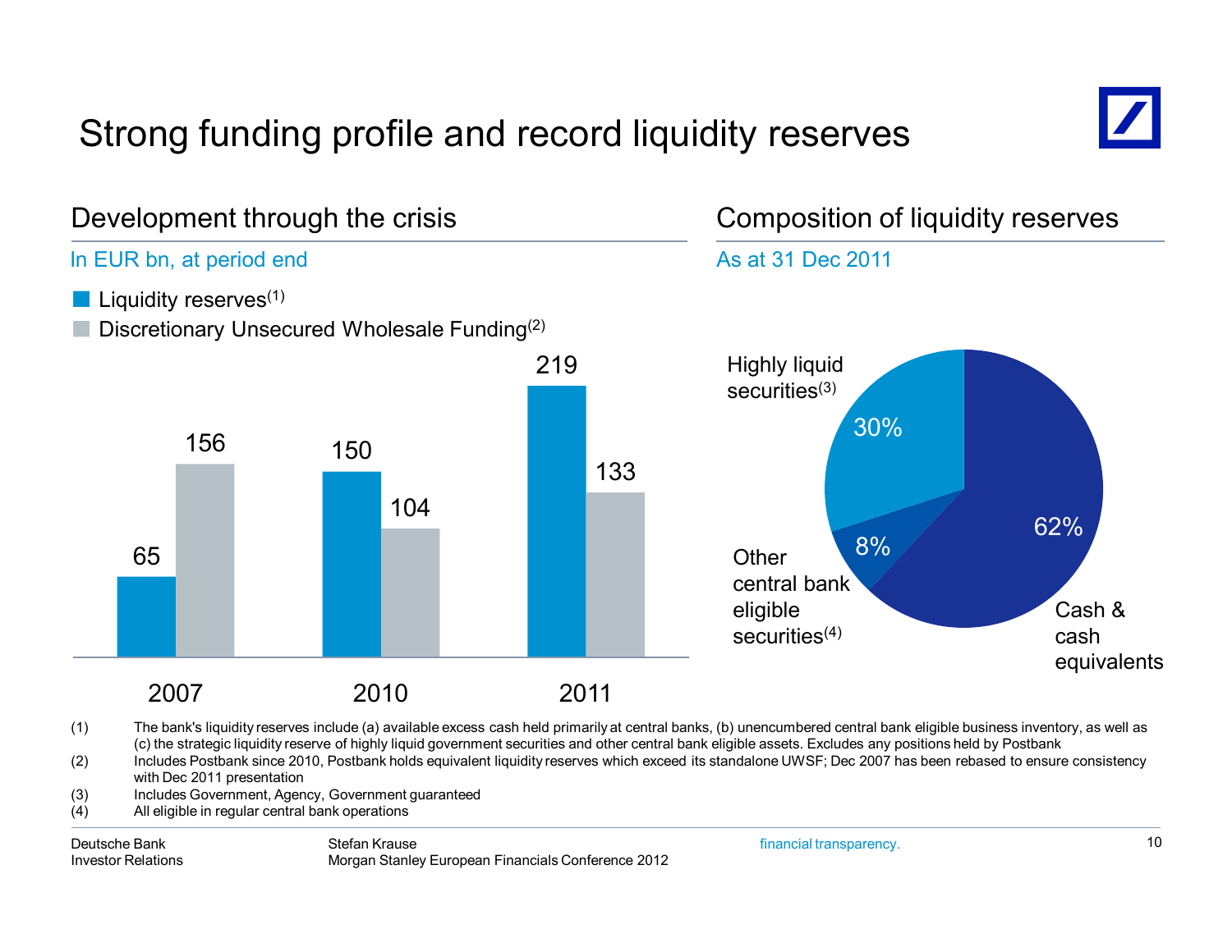# Strong funding profile and record liquidity reserves

## Development through the crisis

In EUR bn, at period end

| | 2007 | 2010 | 2011 |
|---|---|---|---|
| Liquidity reserves[1] | 65 | 150 | 219 |
| Discretionary Unsecured Wholesale Funding[2] | 156 | 104 | 133 |

## Composition of liquidity reserves

As at 31 Dec 2011

| Component | Share |
|---|---|
| Cash & cash equivalents | 62% |
| Highly liquid securities[3] | 30% |
| Other central bank eligible securities[4] | 8% |

(1) The bank's liquidity reserves include (a) available excess cash held primarily at central banks, (b) unencumbered central bank eligible business inventory, as well as (c) the strategic liquidity reserve of highly liquid government securities and other central bank eligible assets. Excludes any positions held by Postbank

(2) Includes Postbank since 2010, Postbank holds equivalent liquidity reserves which exceed its standalone UWSF; Dec 2007 has been rebased to ensure consistency with Dec 2011 presentation

(3) Includes Government, Agency, Government guaranteed

(4) All eligible in regular central bank operations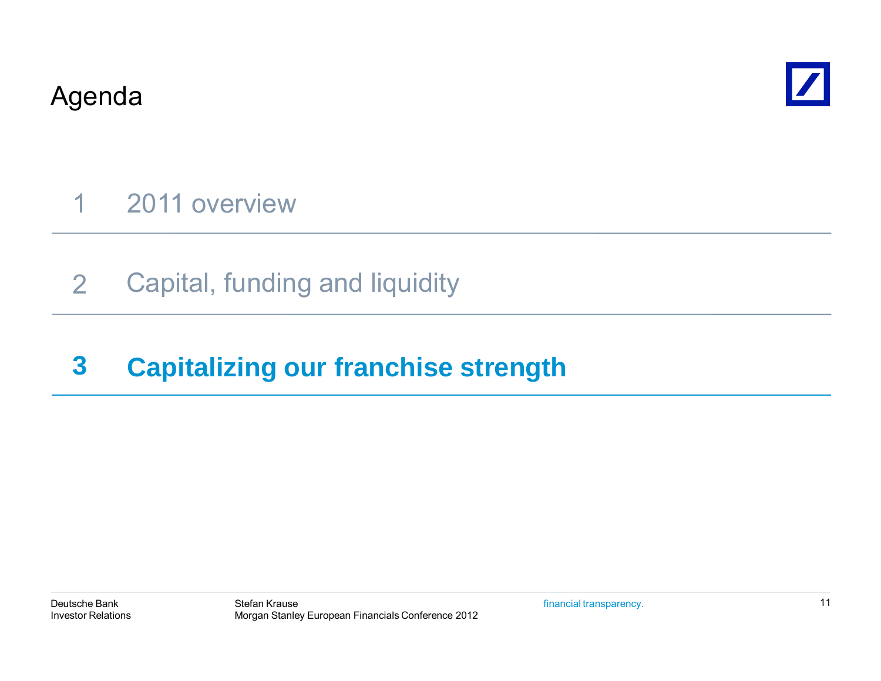# Agenda

1 2011 overview

2 Capital, funding and liquidity

**3 Capitalizing our franchise strength**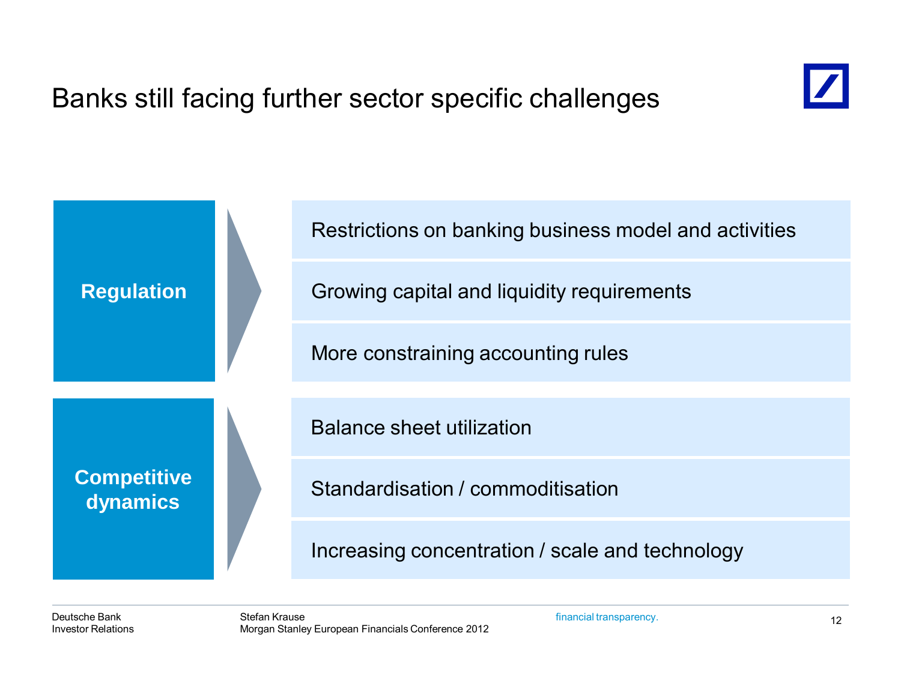# Banks still facing further sector specific challenges

**Regulation**

- Restrictions on banking business model and activities
- Growing capital and liquidity requirements
- More constraining accounting rules

**Competitive dynamics**

- Balance sheet utilization
- Standardisation / commoditisation
- Increasing concentration / scale and technology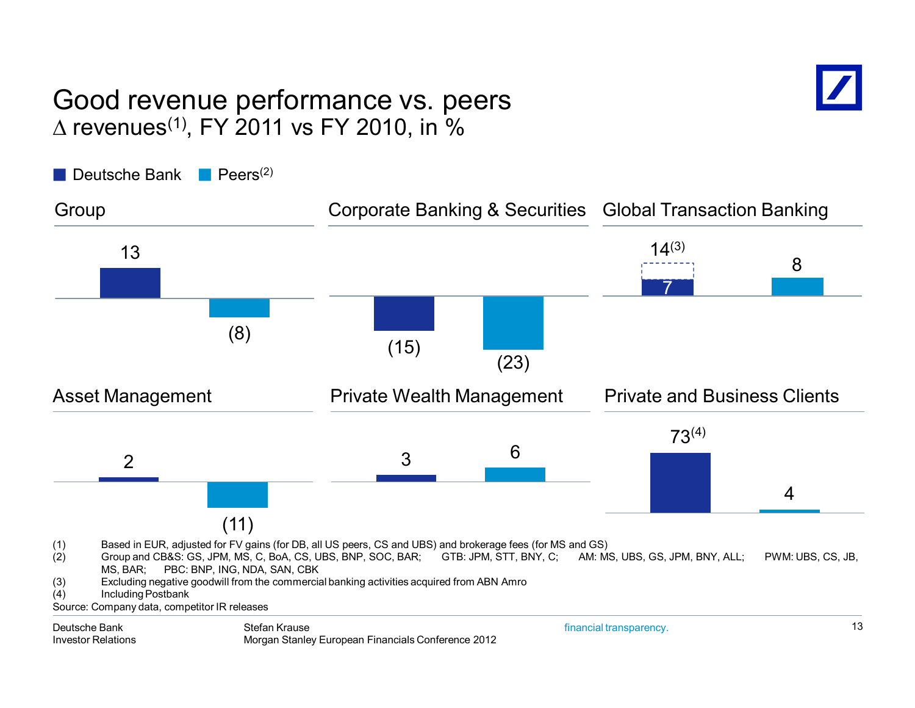# Good revenue performance vs. peers

## Δ revenues[1], FY 2011 vs FY 2010, in %

■ Deutsche Bank ■ Peers[2]

| Segment | Deutsche Bank | Peers[2] |
|---|---|---|
| Group | 13 | (8) |
| Corporate Banking & Securities | (15) | (23) |
| Global Transaction Banking | 7 / 14[3] | 8 |
| Asset Management | 2 | (11) |
| Private Wealth Management | 3 | 6 |
| Private and Business Clients | 73[4] | 4 |

(1) Based in EUR, adjusted for FV gains (for DB, all US peers, CS and UBS) and brokerage fees (for MS and GS)
(2) Group and CB&S: GS, JPM, MS, C, BoA, CS, UBS, BNP, SOC, BAR; GTB: JPM, STT, BNY, C; AM: MS, UBS, GS, JPM, BNY, ALL; PWM: UBS, CS, JB, MS, BAR; PBC: BNP, ING, NDA, SAN, CBK
(3) Excluding negative goodwill from the commercial banking activities acquired from ABN Amro
(4) Including Postbank

Source: Company data, competitor IR releases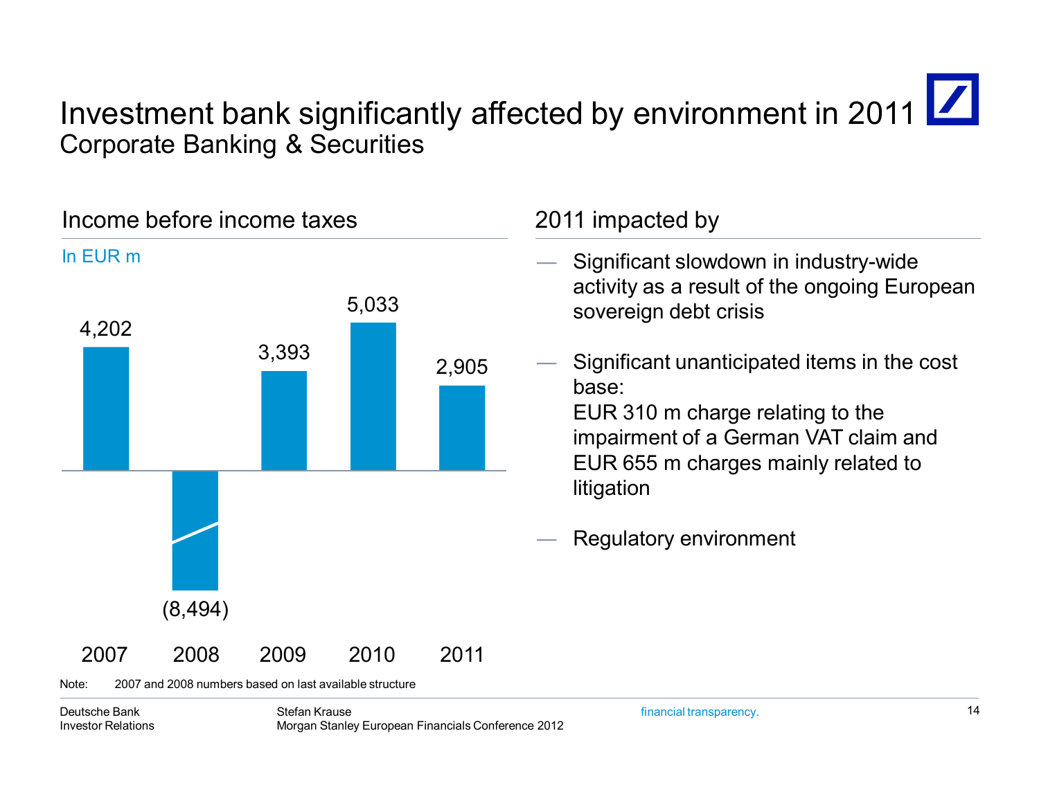# Investment bank significantly affected by environment in 2011

## Corporate Banking & Securities

### Income before income taxes

In EUR m

| 2007 | 2008 | 2009 | 2010 | 2011 |
|---|---|---|---|---|
| 4,202 | (8,494) | 3,393 | 5,033 | 2,905 |

Note: 2007 and 2008 numbers based on last available structure

### 2011 impacted by

- Significant slowdown in industry-wide activity as a result of the ongoing European sovereign debt crisis
- Significant unanticipated items in the cost base:
  EUR 310 m charge relating to the impairment of a German VAT claim and EUR 655 m charges mainly related to litigation
- Regulatory environment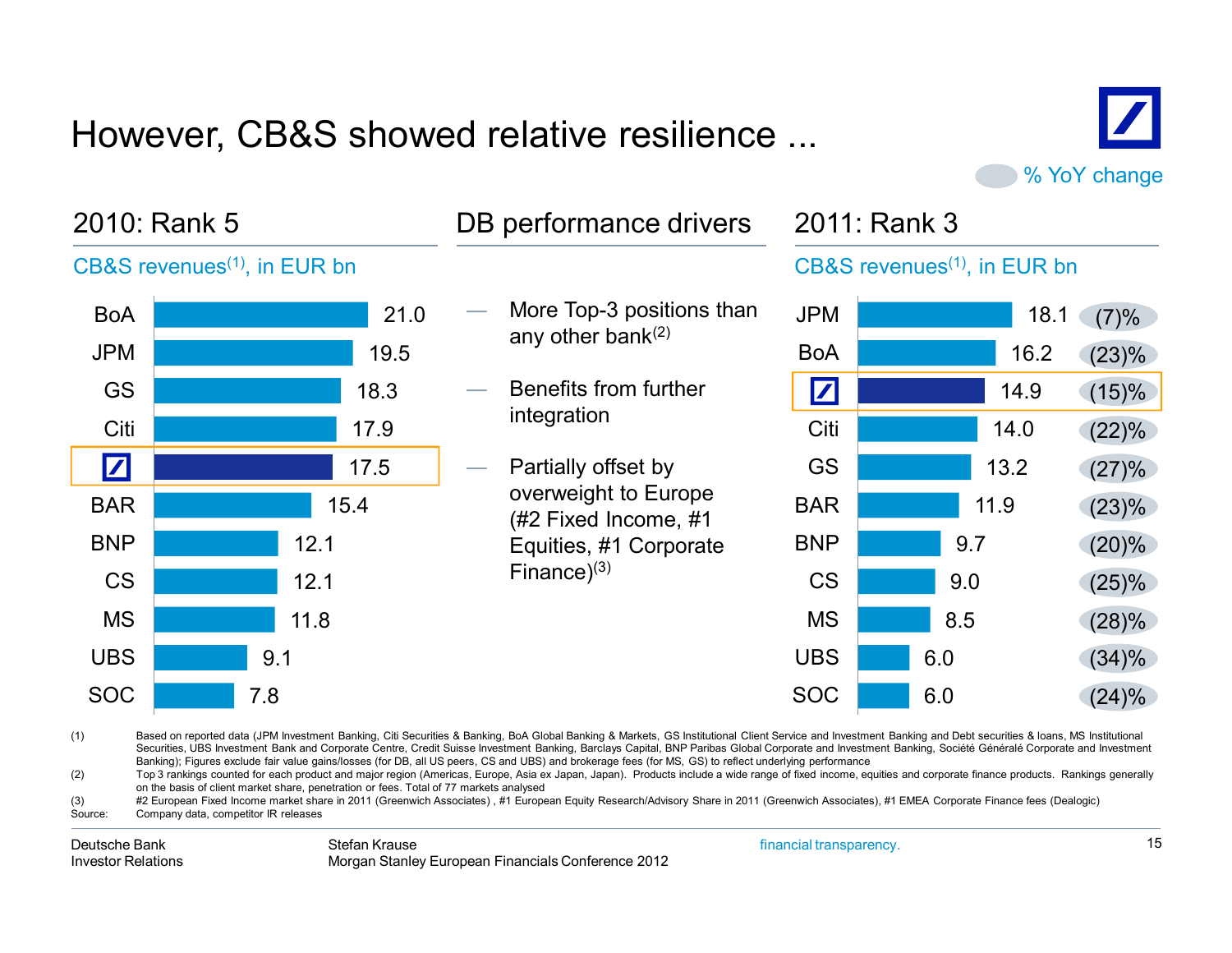# However, CB&S showed relative resilience ...

% YoY change

## 2010: Rank 5

CB&S revenues[(1)], in EUR bn

| Bank | Revenues |
|---|---|
| BoA | 21.0 |
| JPM | 19.5 |
| GS | 18.3 |
| Citi | 17.9 |
| DB | 17.5 |
| BAR | 15.4 |
| BNP | 12.1 |
| CS | 12.1 |
| MS | 11.8 |
| UBS | 9.1 |
| SOC | 7.8 |

## DB performance drivers

- More Top-3 positions than any other bank[(2)]
- Benefits from further integration
- Partially offset by overweight to Europe (#2 Fixed Income, #1 Equities, #1 Corporate Finance)[(3)]

## 2011: Rank 3

CB&S revenues[(1)], in EUR bn

| Bank | Revenues | % YoY change |
|---|---|---|
| JPM | 18.1 | (7)% |
| BoA | 16.2 | (23)% |
| DB | 14.9 | (15)% |
| Citi | 14.0 | (22)% |
| GS | 13.2 | (27)% |
| BAR | 11.9 | (23)% |
| BNP | 9.7 | (20)% |
| CS | 9.0 | (25)% |
| MS | 8.5 | (28)% |
| UBS | 6.0 | (34)% |
| SOC | 6.0 | (24)% |

(1) Based on reported data (JPM Investment Banking, Citi Securities & Banking, BoA Global Banking & Markets, GS Institutional Client Service and Investment Banking and Debt securities & loans, MS Institutional Securities, UBS Investment Bank and Corporate Centre, Credit Suisse Investment Banking, Barclays Capital, BNP Paribas Global Corporate and Investment Banking, Société Générale Corporate and Investment Banking); Figures exclude fair value gains/losses (for DB, all US peers, CS and UBS) and brokerage fees (for MS, GS) to reflect underlying performance

(2) Top 3 rankings counted for each product and major region (Americas, Europe, Asia ex Japan, Japan). Products include a wide range of fixed income, equities and corporate finance products. Rankings generally on the basis of client market share, penetration or fees. Total of 77 markets analysed

(3) #2 European Fixed Income market share in 2011 (Greenwich Associates) , #1 European Equity Research/Advisory Share in 2011 (Greenwich Associates), #1 EMEA Corporate Finance fees (Dealogic)

Source: Company data, competitor IR releases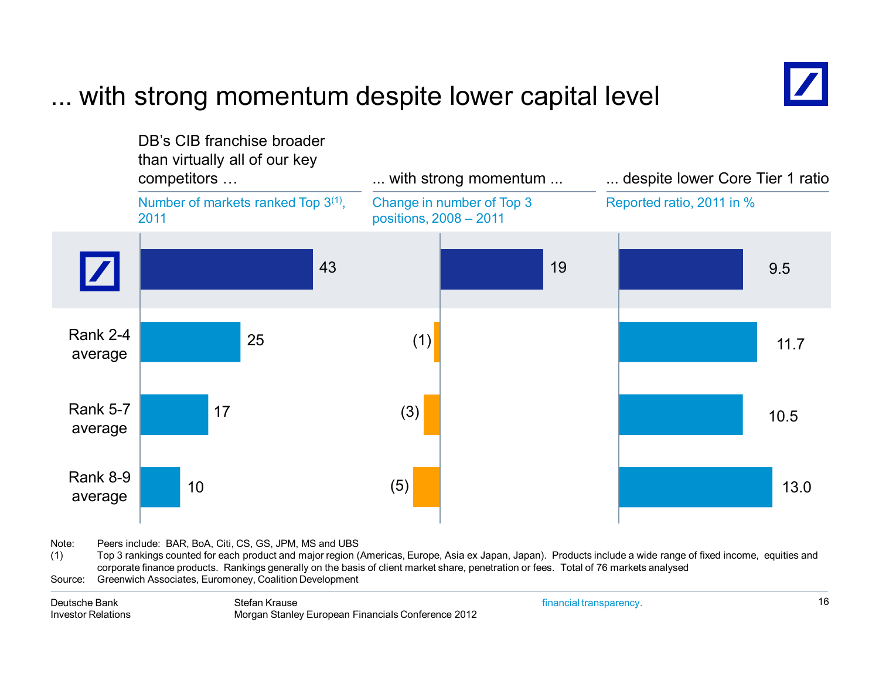# ... with strong momentum despite lower capital level

| | DB's CIB franchise broader than virtually all of our key competitors … Number of markets ranked Top 3[1], 2011 | ... with strong momentum ... Change in number of Top 3 positions, 2008 – 2011 | ... despite lower Core Tier 1 ratio Reported ratio, 2011 in % |
|---|---|---|---|
| Deutsche Bank | 43 | 19 | 9.5 |
| Rank 2-4 average | 25 | (1) | 11.7 |
| Rank 5-7 average | 17 | (3) | 10.5 |
| Rank 8-9 average | 10 | (5) | 13.0 |

Note: Peers include: BAR, BoA, Citi, CS, GS, JPM, MS and UBS

(1) Top 3 rankings counted for each product and major region (Americas, Europe, Asia ex Japan, Japan). Products include a wide range of fixed income, equities and corporate finance products. Rankings generally on the basis of client market share, penetration or fees. Total of 76 markets analysed

Source: Greenwich Associates, Euromoney, Coalition Development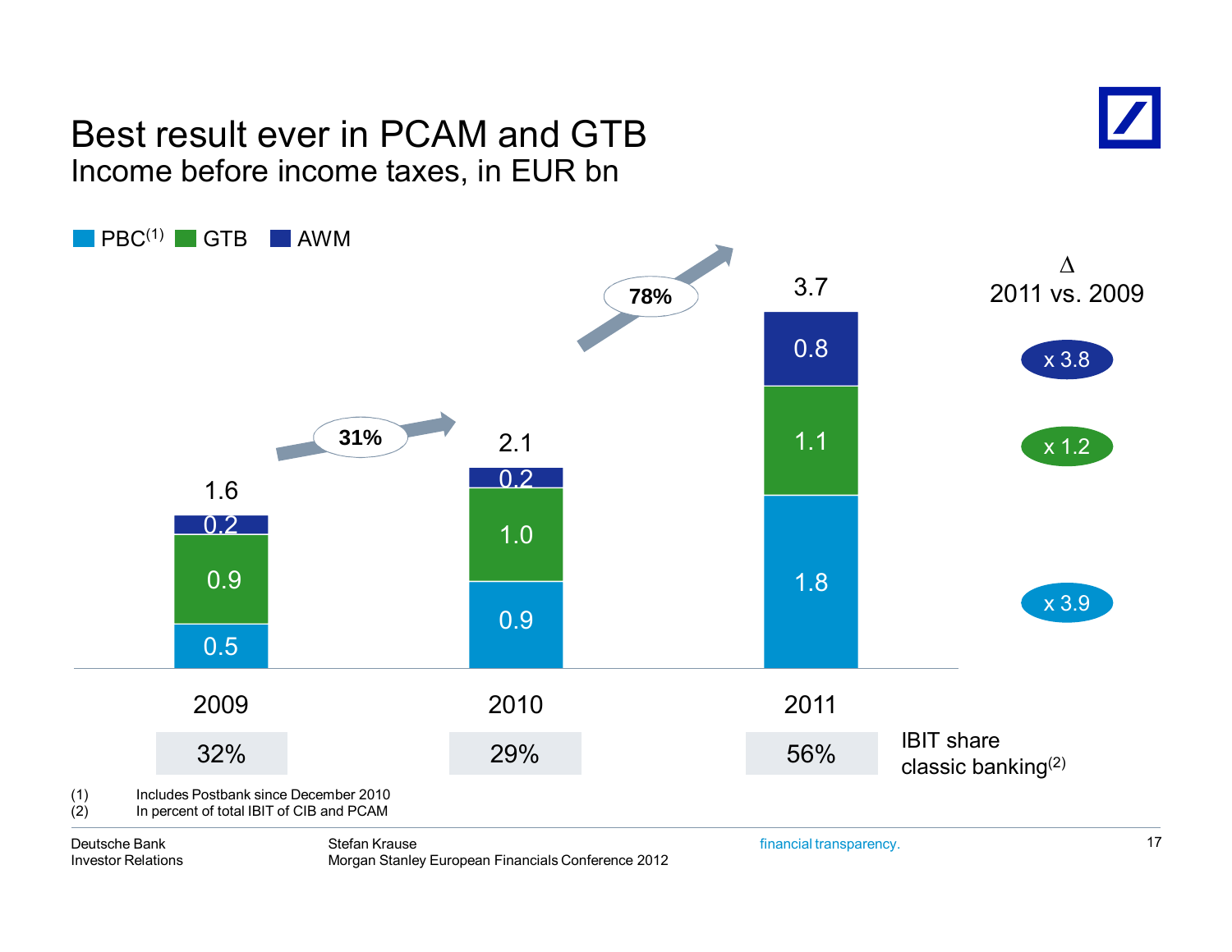# Best result ever in PCAM and GTB

## Income before income taxes, in EUR bn

| | 2009 | 2010 | 2011 | Δ 2011 vs. 2009 |
|---|---|---|---|---|
| AWM | 0.2 | 0.2 | 0.8 | x 3.8 |
| GTB | 0.9 | 1.0 | 1.1 | x 1.2 |
| PBC[1] | 0.5 | 0.9 | 1.8 | x 3.9 |
| Total | 1.6 | 2.1 | 3.7 | |
| IBIT share classic banking[2] | 32% | 29% | 56% | |

Growth 2009 to 2010: 31%; growth 2010 to 2011: 78%

(1) Includes Postbank since December 2010
(2) In percent of total IBIT of CIB and PCAM

Deutsche Bank Investor Relations — Stefan Krause, Morgan Stanley European Financials Conference 2012 — financial transparency.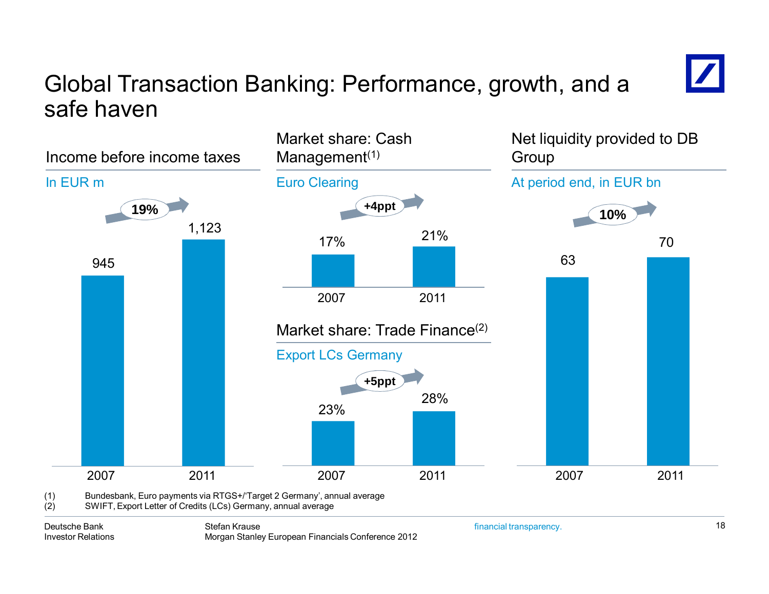# Global Transaction Banking: Performance, growth, and a safe haven

## Income before income taxes

In EUR m

| 2007 | 2011 |
|---|---|
| 945 | 1,123 |

19%

## Market share: Cash Management(1)

Euro Clearing

| 2007 | 2011 |
|---|---|
| 17% | 21% |

+4ppt

## Market share: Trade Finance(2)

Export LCs Germany

| 2007 | 2011 |
|---|---|
| 23% | 28% |

+5ppt

## Net liquidity provided to DB Group

At period end, in EUR bn

| 2007 | 2011 |
|---|---|
| 63 | 70 |

10%

(1) Bundesbank, Euro payments via RTGS+/'Target 2 Germany', annual average
(2) SWIFT, Export Letter of Credits (LCs) Germany, annual average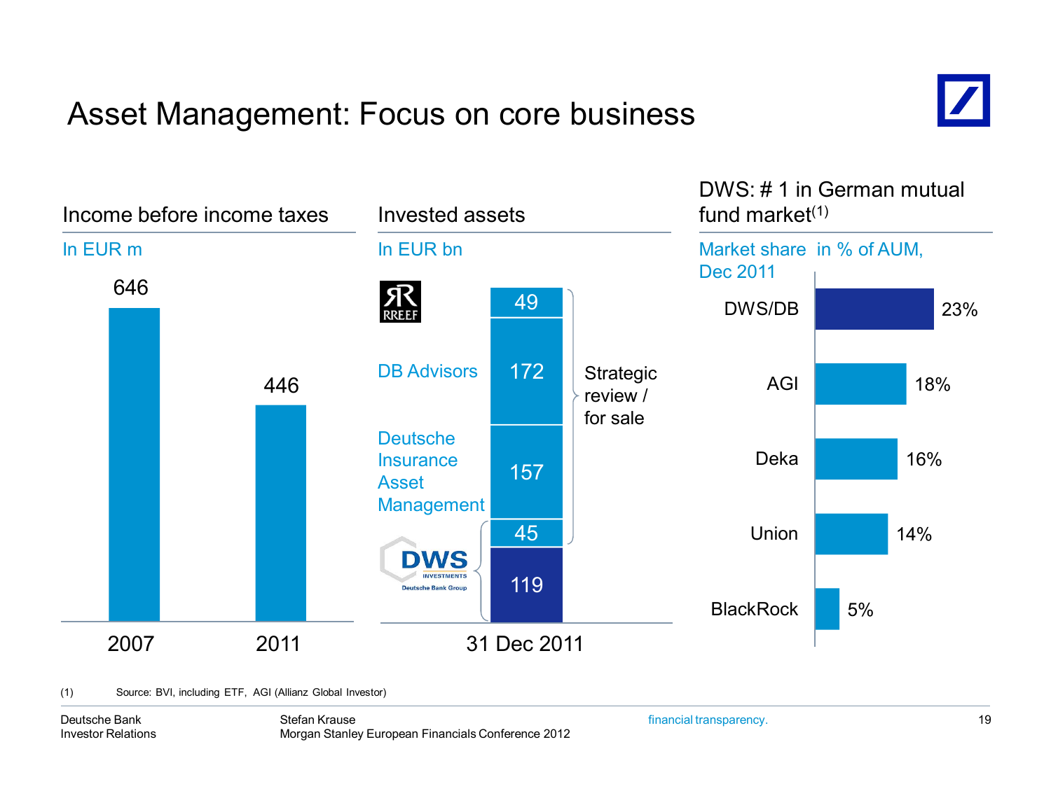# Asset Management: Focus on core business

## Income before income taxes

In EUR m

| | 2007 | 2011 |
|---|---|---|
| Income before income taxes | 646 | 446 |

## Invested assets

In EUR bn

31 Dec 2011

| Business | Invested assets |
|---|---|
| RREEF | 49 |
| DB Advisors | 172 |
| Deutsche Insurance Asset Management | 157 |
| DWS Investments | 45 |
| DWS Investments | 119 |

Strategic review / for sale: 49, 172, 157, 45

## DWS: # 1 in German mutual fund market[1]

Market share in % of AUM, Dec 2011

| | Market share |
|---|---|
| DWS/DB | 23% |
| AGI | 18% |
| Deka | 16% |
| Union | 14% |
| BlackRock | 5% |

(1) Source: BVI, including ETF, AGI (Allianz Global Investor)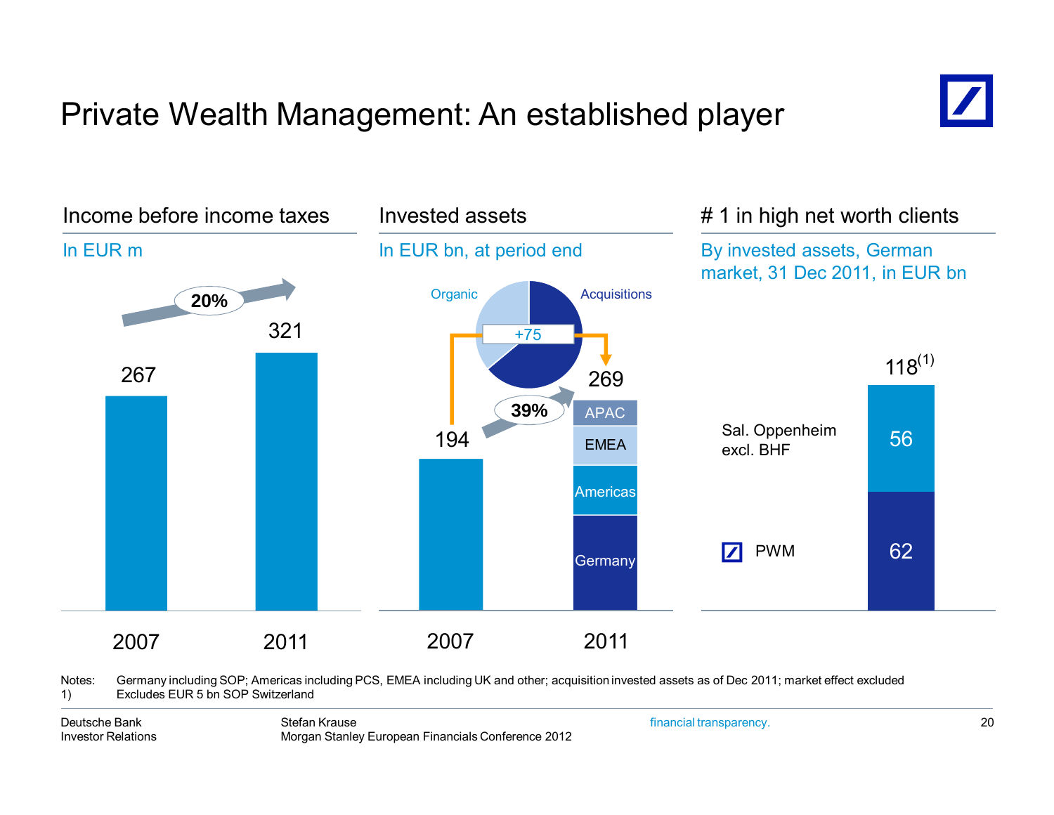# Private Wealth Management: An established player

## Income before income taxes

In EUR m

| | 2007 | 2011 |
|---|---|---|
| Income before income taxes | 267 | 321 |

Growth: 20%

## Invested assets

In EUR bn, at period end

| | 2007 | 2011 |
|---|---|---|
| Invested assets | 194 | 269 |

Growth: 39%

+75 (Organic / Acquisitions)

2011 breakdown: APAC, EMEA, Americas, Germany

## # 1 in high net worth clients

By invested assets, German market, 31 Dec 2011, in EUR bn

| | EUR bn |
|---|---|
| Sal. Oppenheim excl. BHF | 56 |
| PWM | 62 |
| Total | 118[1] |

Notes: Germany including SOP; Americas including PCS, EMEA including UK and other; acquisition invested assets as of Dec 2011; market effect excluded

1) Excludes EUR 5 bn SOP Switzerland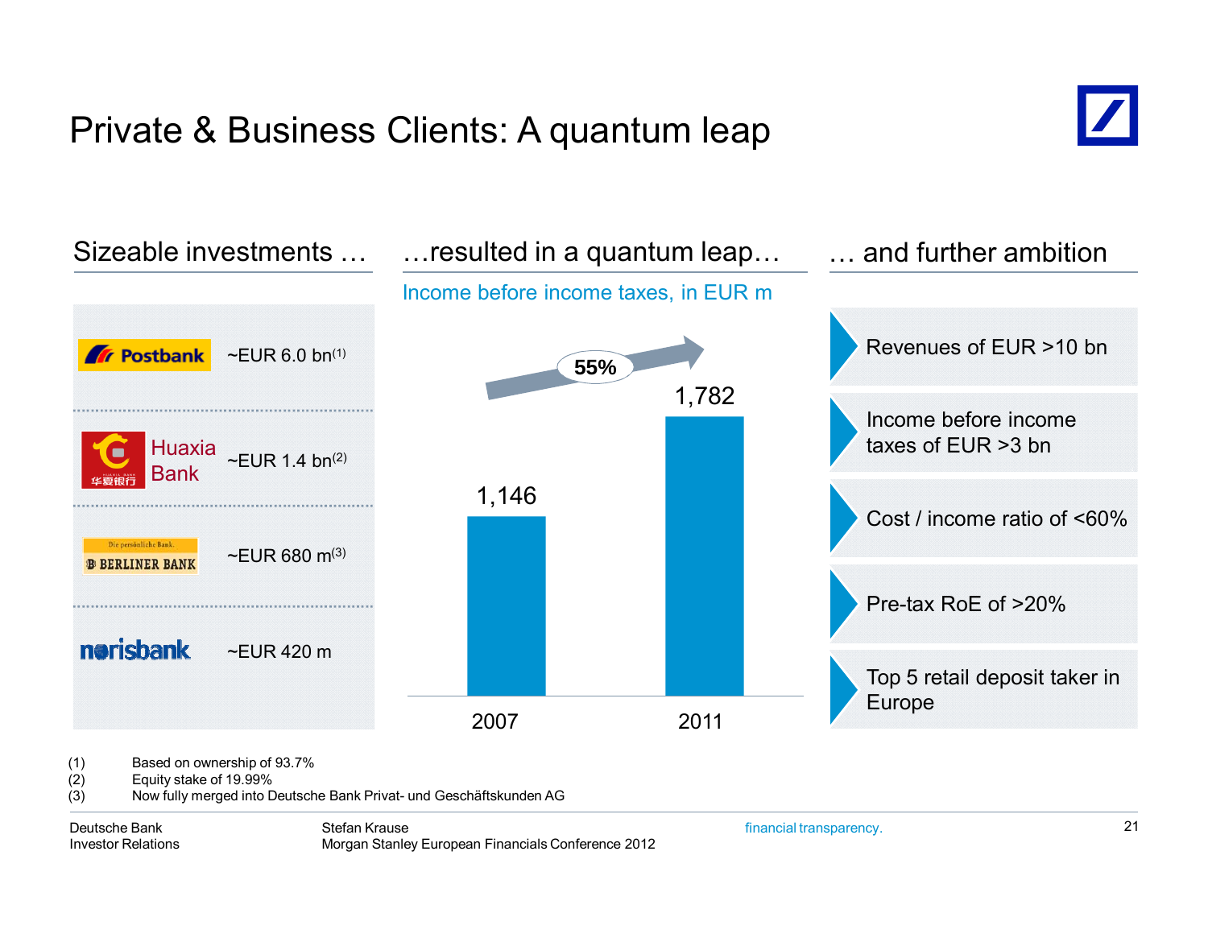# Private & Business Clients: A quantum leap

## Sizeable investments …

| | |
|---|---|
| Postbank | ~EUR 6.0 bn[1] |
| Huaxia Bank 华夏银行 | ~EUR 1.4 bn[2] |
| Die persönliche Bank. BERLINER BANK | ~EUR 680 m[3] |
| norisbank | ~EUR 420 m |

## …resulted in a quantum leap…

Income before income taxes, in EUR m

| 2007 | 2011 |
|---|---|
| 1,146 | 1,782 |

55%

## … and further ambition

- Revenues of EUR >10 bn
- Income before income taxes of EUR >3 bn
- Cost / income ratio of <60%
- Pre-tax RoE of >20%
- Top 5 retail deposit taker in Europe

(1) Based on ownership of 93.7%
(2) Equity stake of 19.99%
(3) Now fully merged into Deutsche Bank Privat- und Geschäftskunden AG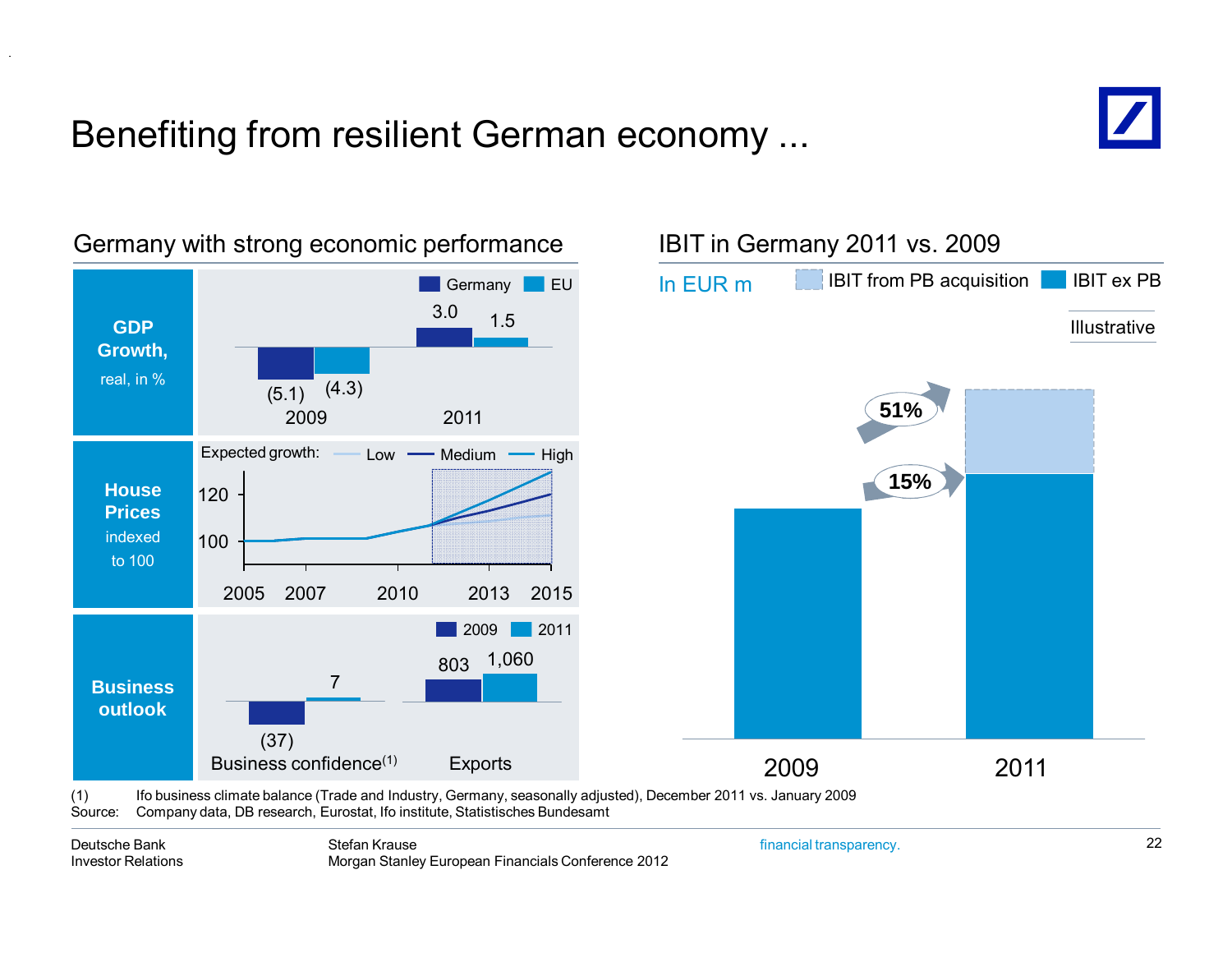# Benefiting from resilient German economy ...

## Germany with strong economic performance

**GDP Growth,** real, in %

| | Germany | EU |
|---|---|---|
| 2009 | (5.1) | (4.3) |
| 2011 | 3.0 | 1.5 |

**House Prices** indexed to 100

Expected growth: Low, Medium, High

(2005–2015; y-axis 100, 120)

**Business outlook**

| | 2009 | 2011 |
|---|---|---|
| Business confidence(1) | (37) | 7 |
| Exports | 803 | 1,060 |

## IBIT in Germany 2011 vs. 2009

In EUR m

IBIT from PB acquisition | IBIT ex PB

Illustrative

2009 → 2011: 15% (IBIT ex PB), 51% (incl. IBIT from PB acquisition)

(1) Ifo business climate balance (Trade and Industry, Germany, seasonally adjusted), December 2011 vs. January 2009

Source: Company data, DB research, Eurostat, Ifo institute, Statistisches Bundesamt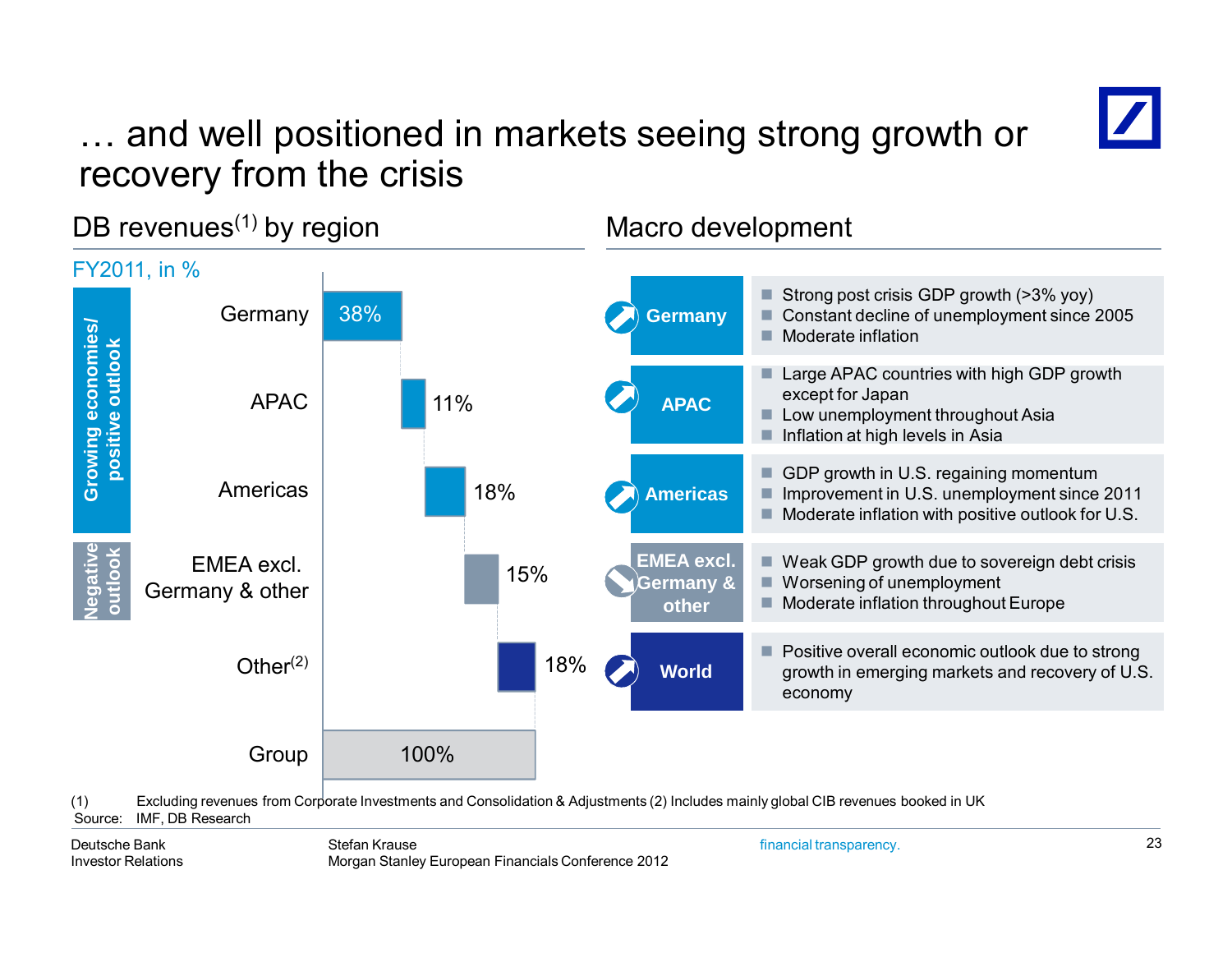# … and well positioned in markets seeing strong growth or recovery from the crisis

## DB revenues[(1)] by region

FY2011, in %

| Outlook | Region | Share |
|---|---|---|
| Growing economies/ positive outlook | Germany | 38% |
| | APAC | 11% |
| | Americas | 18% |
| Negative outlook | EMEA excl. Germany & other | 15% |
| | Other[(2)] | 18% |
| | Group | 100% |

## Macro development

| Region | Development |
|---|---|
| Germany | Strong post crisis GDP growth (>3% yoy); Constant decline of unemployment since 2005; Moderate inflation |
| APAC | Large APAC countries with high GDP growth except for Japan; Low unemployment throughout Asia; Inflation at high levels in Asia |
| Americas | GDP growth in U.S. regaining momentum; Improvement in U.S. unemployment since 2011; Moderate inflation with positive outlook for U.S. |
| EMEA excl. Germany & other | Weak GDP growth due to sovereign debt crisis; Worsening of unemployment; Moderate inflation throughout Europe |
| World | Positive overall economic outlook due to strong growth in emerging markets and recovery of U.S. economy |

(1) Excluding revenues from Corporate Investments and Consolidation & Adjustments (2) Includes mainly global CIB revenues booked in UK

Source: IMF, DB Research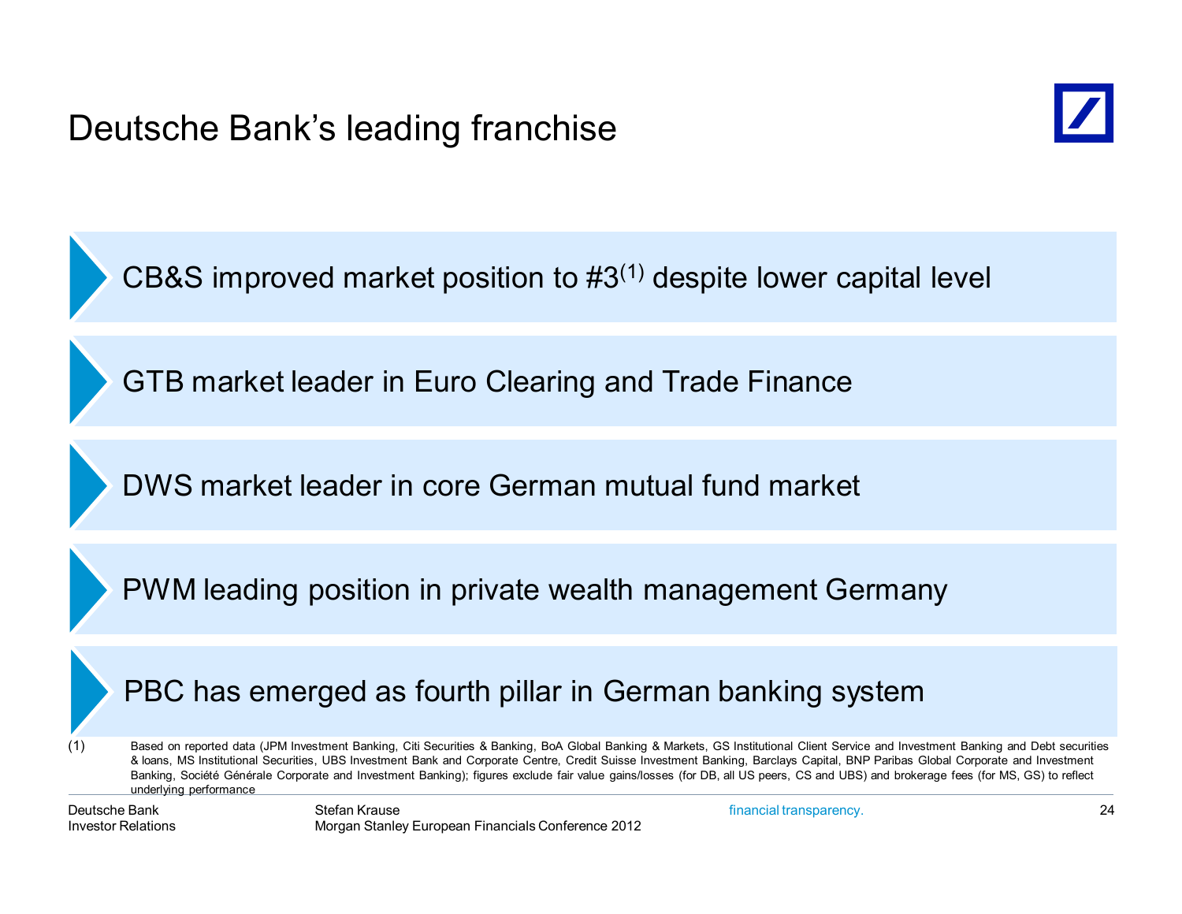# Deutsche Bank's leading franchise

- CB&S improved market position to #3[1] despite lower capital level
- GTB market leader in Euro Clearing and Trade Finance
- DWS market leader in core German mutual fund market
- PWM leading position in private wealth management Germany
- PBC has emerged as fourth pillar in German banking system

(1) Based on reported data (JPM Investment Banking, Citi Securities & Banking, BoA Global Banking & Markets, GS Institutional Client Service and Investment Banking and Debt securities & loans, MS Institutional Securities, UBS Investment Bank and Corporate Centre, Credit Suisse Investment Banking, Barclays Capital, BNP Paribas Global Corporate and Investment Banking, Société Générale Corporate and Investment Banking); figures exclude fair value gains/losses (for DB, all US peers, CS and UBS) and brokerage fees (for MS, GS) to reflect underlying performance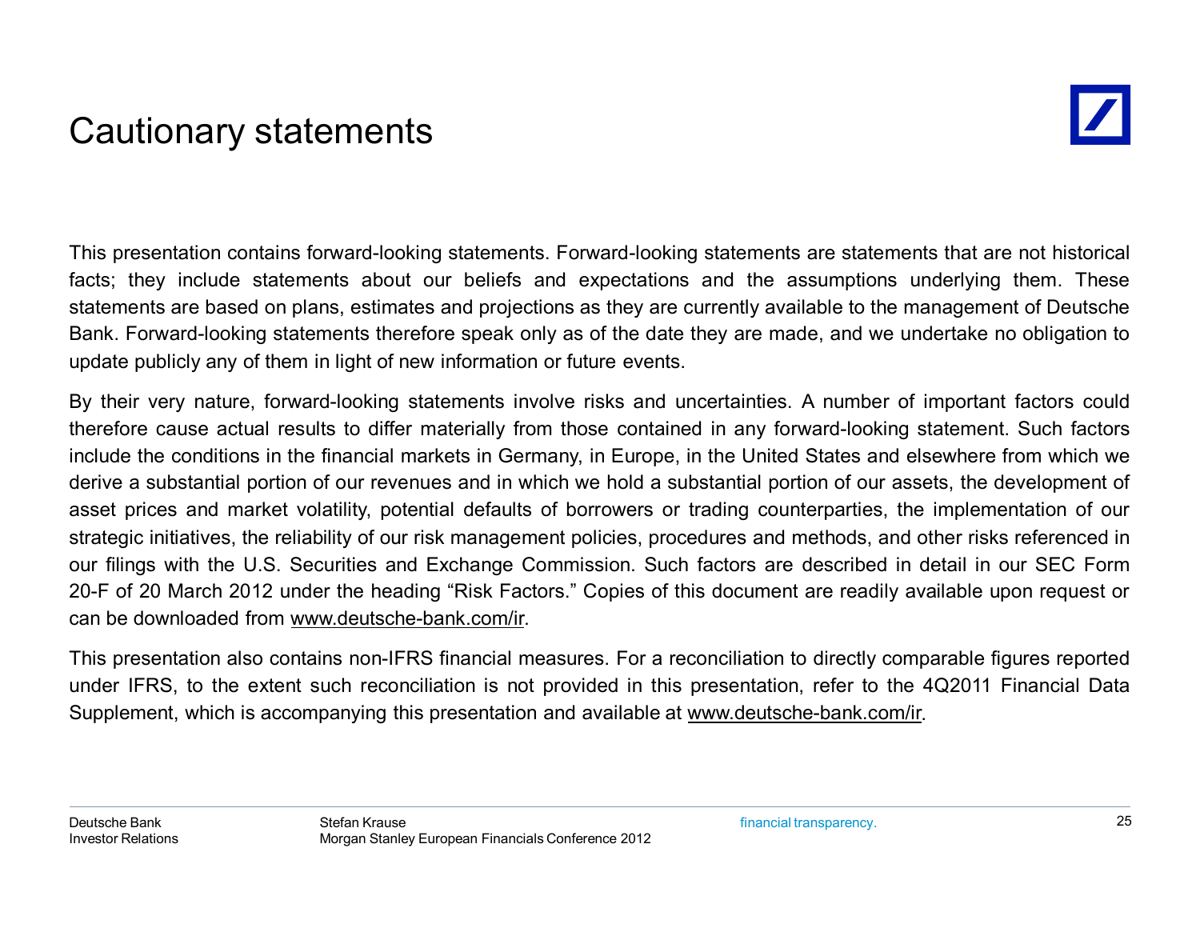# Cautionary statements

This presentation contains forward-looking statements. Forward-looking statements are statements that are not historical facts; they include statements about our beliefs and expectations and the assumptions underlying them. These statements are based on plans, estimates and projections as they are currently available to the management of Deutsche Bank. Forward-looking statements therefore speak only as of the date they are made, and we undertake no obligation to update publicly any of them in light of new information or future events.

By their very nature, forward-looking statements involve risks and uncertainties. A number of important factors could therefore cause actual results to differ materially from those contained in any forward-looking statement. Such factors include the conditions in the financial markets in Germany, in Europe, in the United States and elsewhere from which we derive a substantial portion of our revenues and in which we hold a substantial portion of our assets, the development of asset prices and market volatility, potential defaults of borrowers or trading counterparties, the implementation of our strategic initiatives, the reliability of our risk management policies, procedures and methods, and other risks referenced in our filings with the U.S. Securities and Exchange Commission. Such factors are described in detail in our SEC Form 20-F of 20 March 2012 under the heading "Risk Factors." Copies of this document are readily available upon request or can be downloaded from www.deutsche-bank.com/ir.

This presentation also contains non-IFRS financial measures. For a reconciliation to directly comparable figures reported under IFRS, to the extent such reconciliation is not provided in this presentation, refer to the 4Q2011 Financial Data Supplement, which is accompanying this presentation and available at www.deutsche-bank.com/ir.